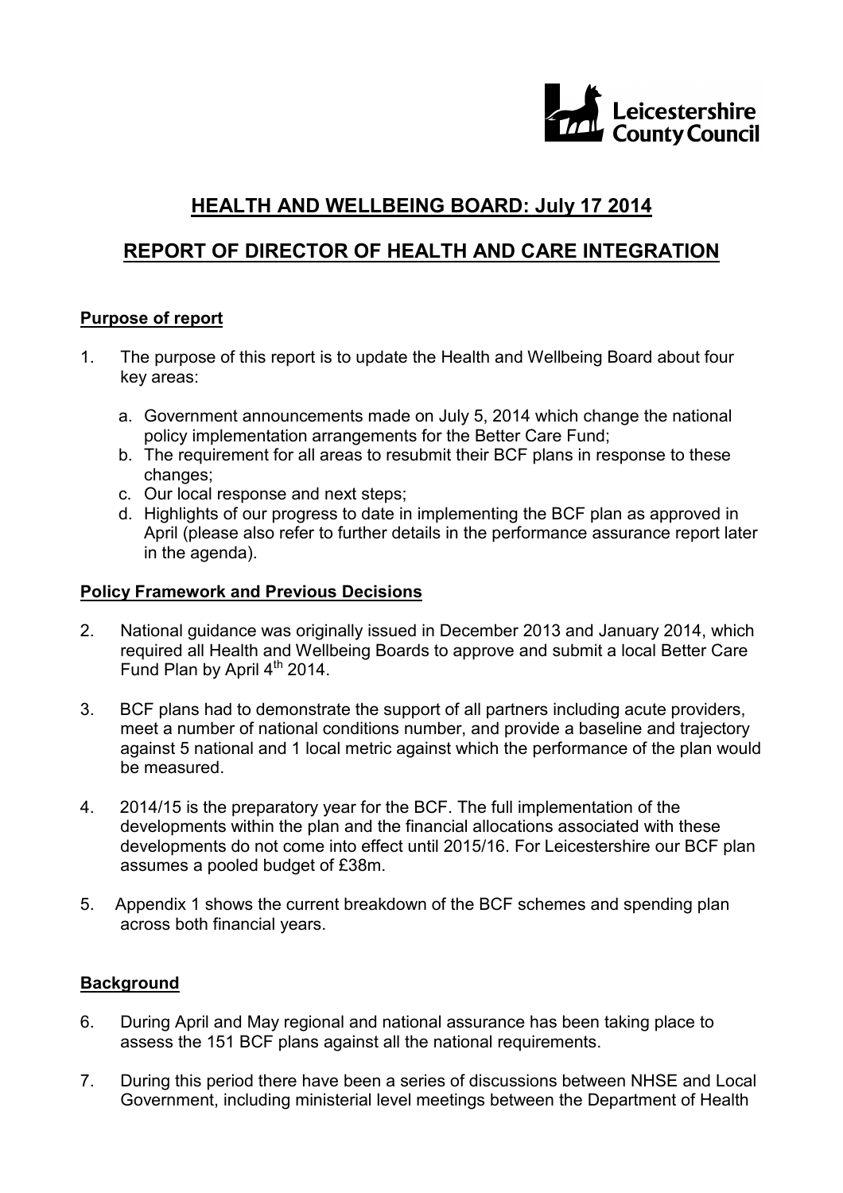Leicestershire County Council

# HEALTH AND WELLBEING BOARD: July 17 2014

# REPORT OF DIRECTOR OF HEALTH AND CARE INTEGRATION

## Purpose of report

1. The purpose of this report is to update the Health and Wellbeing Board about four key areas:

   a. Government announcements made on July 5, 2014 which change the national policy implementation arrangements for the Better Care Fund;
   b. The requirement for all areas to resubmit their BCF plans in response to these changes;
   c. Our local response and next steps;
   d. Highlights of our progress to date in implementing the BCF plan as approved in April (please also refer to further details in the performance assurance report later in the agenda).

## Policy Framework and Previous Decisions

2. National guidance was originally issued in December 2013 and January 2014, which required all Health and Wellbeing Boards to approve and submit a local Better Care Fund Plan by April 4th 2014.

3. BCF plans had to demonstrate the support of all partners including acute providers, meet a number of national conditions number, and provide a baseline and trajectory against 5 national and 1 local metric against which the performance of the plan would be measured.

4. 2014/15 is the preparatory year for the BCF. The full implementation of the developments within the plan and the financial allocations associated with these developments do not come into effect until 2015/16. For Leicestershire our BCF plan assumes a pooled budget of £38m.

5. Appendix 1 shows the current breakdown of the BCF schemes and spending plan across both financial years.

## Background

6. During April and May regional and national assurance has been taking place to assess the 151 BCF plans against all the national requirements.

7. During this period there have been a series of discussions between NHSE and Local Government, including ministerial level meetings between the Department of Health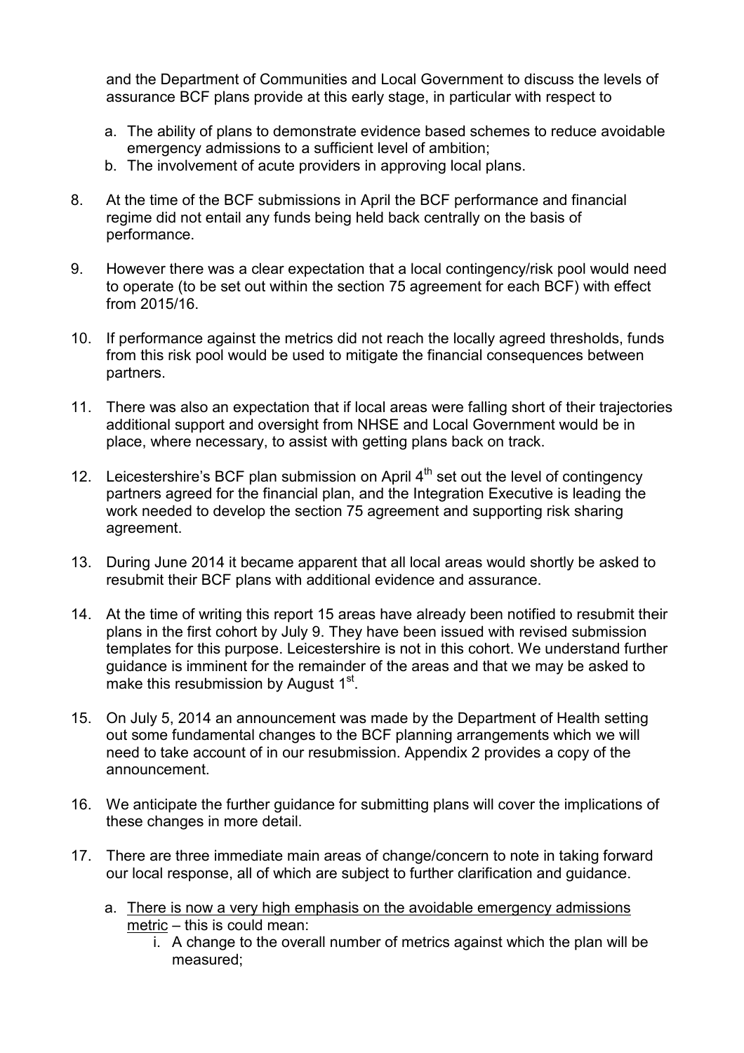and the Department of Communities and Local Government to discuss the levels of assurance BCF plans provide at this early stage, in particular with respect to

a. The ability of plans to demonstrate evidence based schemes to reduce avoidable emergency admissions to a sufficient level of ambition;
b. The involvement of acute providers in approving local plans.

8. At the time of the BCF submissions in April the BCF performance and financial regime did not entail any funds being held back centrally on the basis of performance.

9. However there was a clear expectation that a local contingency/risk pool would need to operate (to be set out within the section 75 agreement for each BCF) with effect from 2015/16.

10. If performance against the metrics did not reach the locally agreed thresholds, funds from this risk pool would be used to mitigate the financial consequences between partners.

11. There was also an expectation that if local areas were falling short of their trajectories additional support and oversight from NHSE and Local Government would be in place, where necessary, to assist with getting plans back on track.

12. Leicestershire's BCF plan submission on April 4th set out the level of contingency partners agreed for the financial plan, and the Integration Executive is leading the work needed to develop the section 75 agreement and supporting risk sharing agreement.

13. During June 2014 it became apparent that all local areas would shortly be asked to resubmit their BCF plans with additional evidence and assurance.

14. At the time of writing this report 15 areas have already been notified to resubmit their plans in the first cohort by July 9. They have been issued with revised submission templates for this purpose. Leicestershire is not in this cohort. We understand further guidance is imminent for the remainder of the areas and that we may be asked to make this resubmission by August 1st.

15. On July 5, 2014 an announcement was made by the Department of Health setting out some fundamental changes to the BCF planning arrangements which we will need to take account of in our resubmission. Appendix 2 provides a copy of the announcement.

16. We anticipate the further guidance for submitting plans will cover the implications of these changes in more detail.

17. There are three immediate main areas of change/concern to note in taking forward our local response, all of which are subject to further clarification and guidance.

    a. There is now a very high emphasis on the avoidable emergency admissions metric – this is could mean:
        i. A change to the overall number of metrics against which the plan will be measured;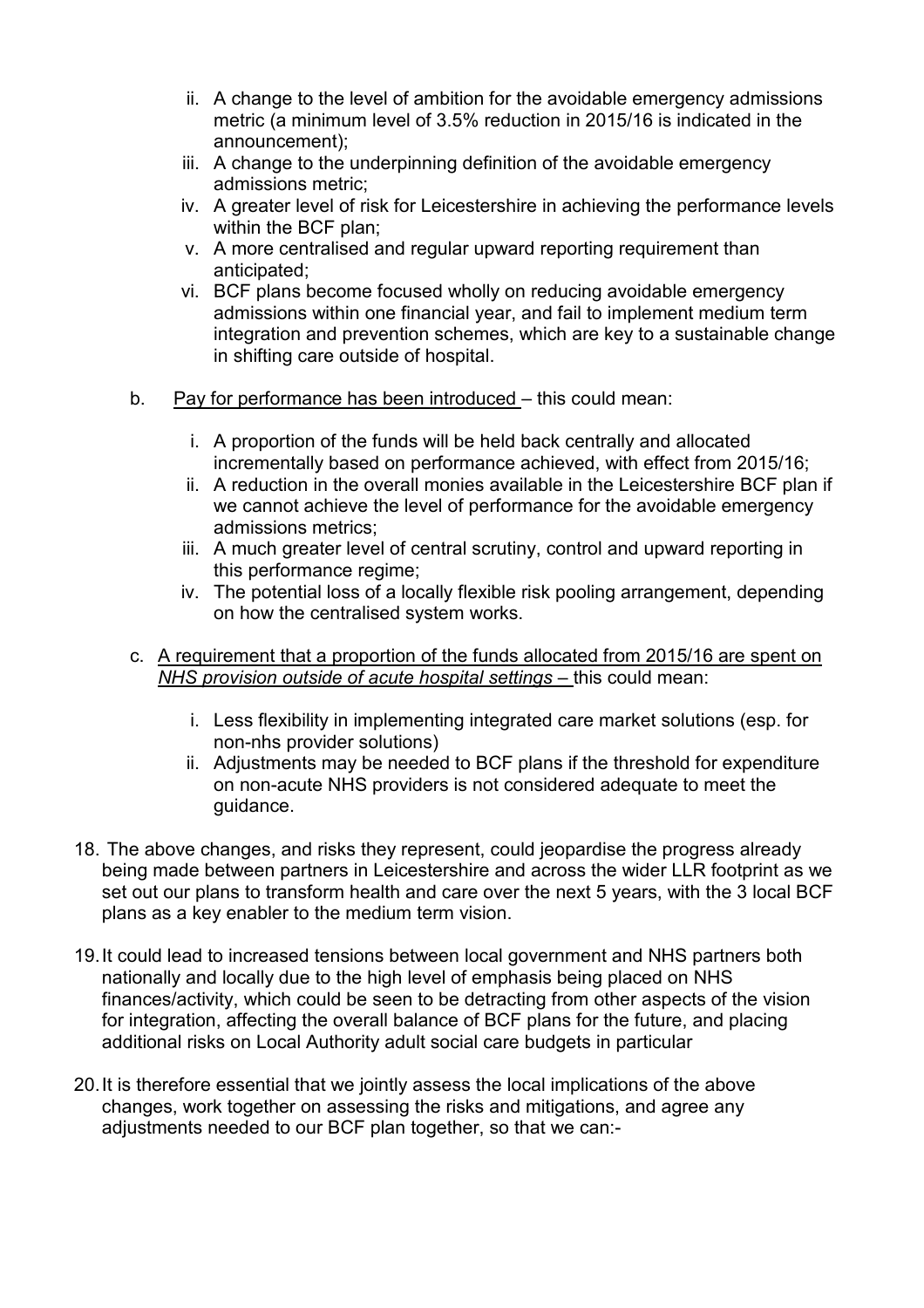- ii. A change to the level of ambition for the avoidable emergency admissions metric (a minimum level of 3.5% reduction in 2015/16 is indicated in the announcement);
   - iii. A change to the underpinning definition of the avoidable emergency admissions metric;
   - iv. A greater level of risk for Leicestershire in achieving the performance levels within the BCF plan;
   - v. A more centralised and regular upward reporting requirement than anticipated;
   - vi. BCF plans become focused wholly on reducing avoidable emergency admissions within one financial year, and fail to implement medium term integration and prevention schemes, which are key to a sustainable change in shifting care outside of hospital.

b. <u>Pay for performance has been introduced</u> – this could mean:

   - i. A proportion of the funds will be held back centrally and allocated incrementally based on performance achieved, with effect from 2015/16;
   - ii. A reduction in the overall monies available in the Leicestershire BCF plan if we cannot achieve the level of performance for the avoidable emergency admissions metrics;
   - iii. A much greater level of central scrutiny, control and upward reporting in this performance regime;
   - iv. The potential loss of a locally flexible risk pooling arrangement, depending on how the centralised system works.

c. <u>A requirement that a proportion of the funds allocated from 2015/16 are spent on *NHS provision outside of acute hospital settings* –</u> this could mean:

   - i. Less flexibility in implementing integrated care market solutions (esp. for non-nhs provider solutions)
   - ii. Adjustments may be needed to BCF plans if the threshold for expenditure on non-acute NHS providers is not considered adequate to meet the guidance.

18. The above changes, and risks they represent, could jeopardise the progress already being made between partners in Leicestershire and across the wider LLR footprint as we set out our plans to transform health and care over the next 5 years, with the 3 local BCF plans as a key enabler to the medium term vision.

19. It could lead to increased tensions between local government and NHS partners both nationally and locally due to the high level of emphasis being placed on NHS finances/activity, which could be seen to be detracting from other aspects of the vision for integration, affecting the overall balance of BCF plans for the future, and placing additional risks on Local Authority adult social care budgets in particular

20. It is therefore essential that we jointly assess the local implications of the above changes, work together on assessing the risks and mitigations, and agree any adjustments needed to our BCF plan together, so that we can:-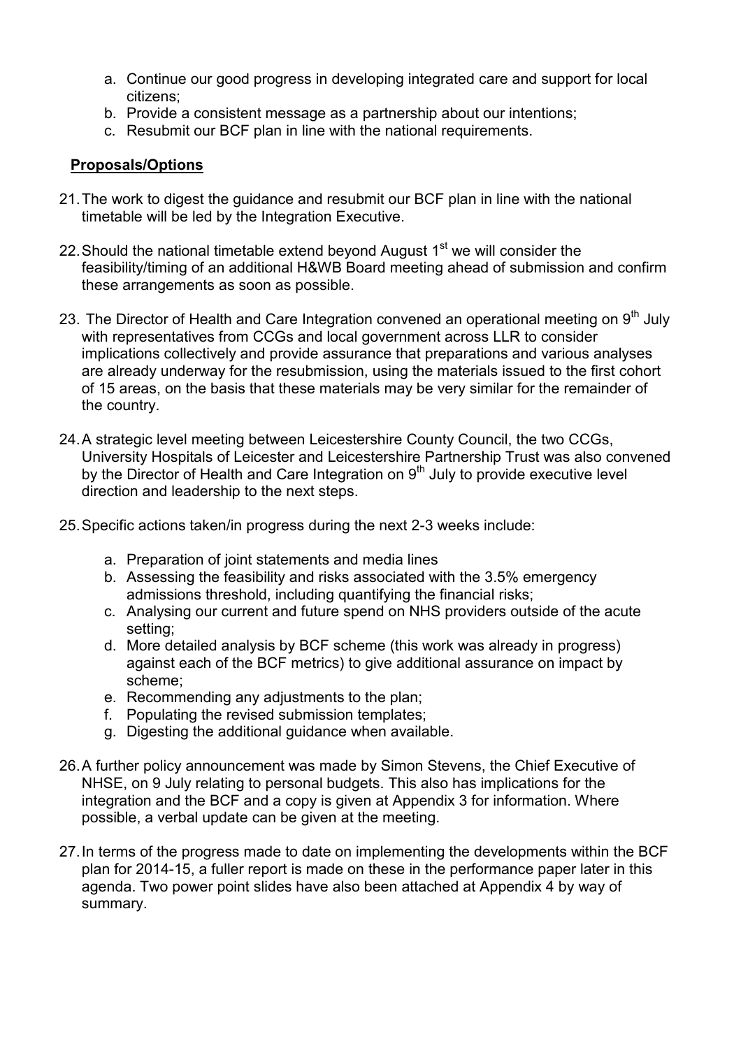a. Continue our good progress in developing integrated care and support for local citizens;
b. Provide a consistent message as a partnership about our intentions;
c. Resubmit our BCF plan in line with the national requirements.

**Proposals/Options**

21. The work to digest the guidance and resubmit our BCF plan in line with the national timetable will be led by the Integration Executive.

22. Should the national timetable extend beyond August 1st we will consider the feasibility/timing of an additional H&WB Board meeting ahead of submission and confirm these arrangements as soon as possible.

23. The Director of Health and Care Integration convened an operational meeting on 9th July with representatives from CCGs and local government across LLR to consider implications collectively and provide assurance that preparations and various analyses are already underway for the resubmission, using the materials issued to the first cohort of 15 areas, on the basis that these materials may be very similar for the remainder of the country.

24. A strategic level meeting between Leicestershire County Council, the two CCGs, University Hospitals of Leicester and Leicestershire Partnership Trust was also convened by the Director of Health and Care Integration on 9th July to provide executive level direction and leadership to the next steps.

25. Specific actions taken/in progress during the next 2-3 weeks include:

    a. Preparation of joint statements and media lines
    b. Assessing the feasibility and risks associated with the 3.5% emergency admissions threshold, including quantifying the financial risks;
    c. Analysing our current and future spend on NHS providers outside of the acute setting;
    d. More detailed analysis by BCF scheme (this work was already in progress) against each of the BCF metrics to give additional assurance on impact by scheme;
    e. Recommending any adjustments to the plan;
    f. Populating the revised submission templates;
    g. Digesting the additional guidance when available.

26. A further policy announcement was made by Simon Stevens, the Chief Executive of NHSE, on 9 July relating to personal budgets. This also has implications for the integration and the BCF and a copy is given at Appendix 3 for information. Where possible, a verbal update can be given at the meeting.

27. In terms of the progress made to date on implementing the developments within the BCF plan for 2014-15, a fuller report is made on these in the performance paper later in this agenda. Two power point slides have also been attached at Appendix 4 by way of summary.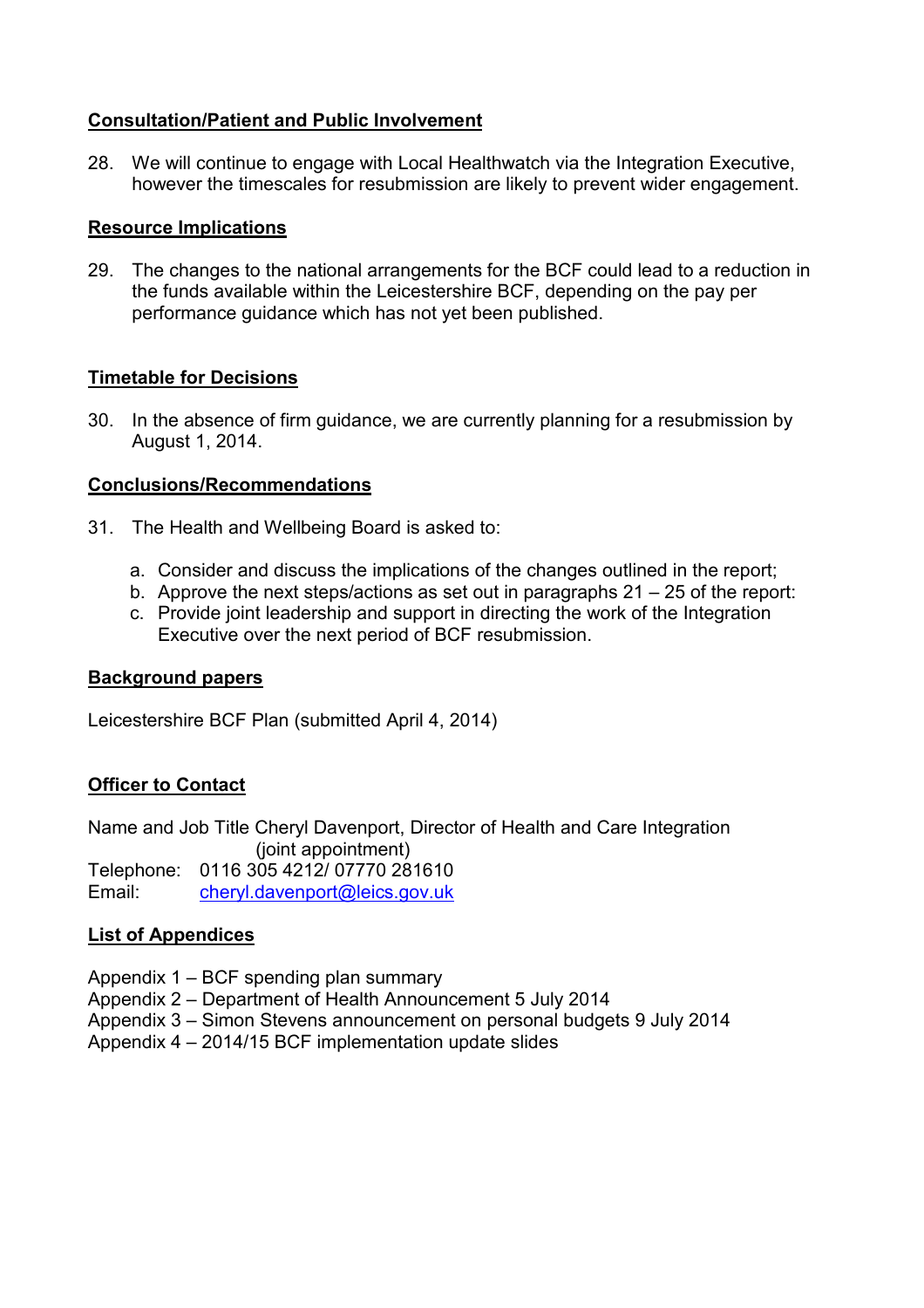## Consultation/Patient and Public Involvement

28. We will continue to engage with Local Healthwatch via the Integration Executive, however the timescales for resubmission are likely to prevent wider engagement.

## Resource Implications

29. The changes to the national arrangements for the BCF could lead to a reduction in the funds available within the Leicestershire BCF, depending on the pay per performance guidance which has not yet been published.

## Timetable for Decisions

30. In the absence of firm guidance, we are currently planning for a resubmission by August 1, 2014.

## Conclusions/Recommendations

31. The Health and Wellbeing Board is asked to:

    a. Consider and discuss the implications of the changes outlined in the report;
    b. Approve the next steps/actions as set out in paragraphs 21 – 25 of the report:
    c. Provide joint leadership and support in directing the work of the Integration Executive over the next period of BCF resubmission.

## Background papers

Leicestershire BCF Plan (submitted April 4, 2014)

## Officer to Contact

Name and Job Title Cheryl Davenport, Director of Health and Care Integration (joint appointment)
Telephone: 0116 305 4212/ 07770 281610
Email: cheryl.davenport@leics.gov.uk

## List of Appendices

Appendix 1 – BCF spending plan summary
Appendix 2 – Department of Health Announcement 5 July 2014
Appendix 3 – Simon Stevens announcement on personal budgets 9 July 2014
Appendix 4 – 2014/15 BCF implementation update slides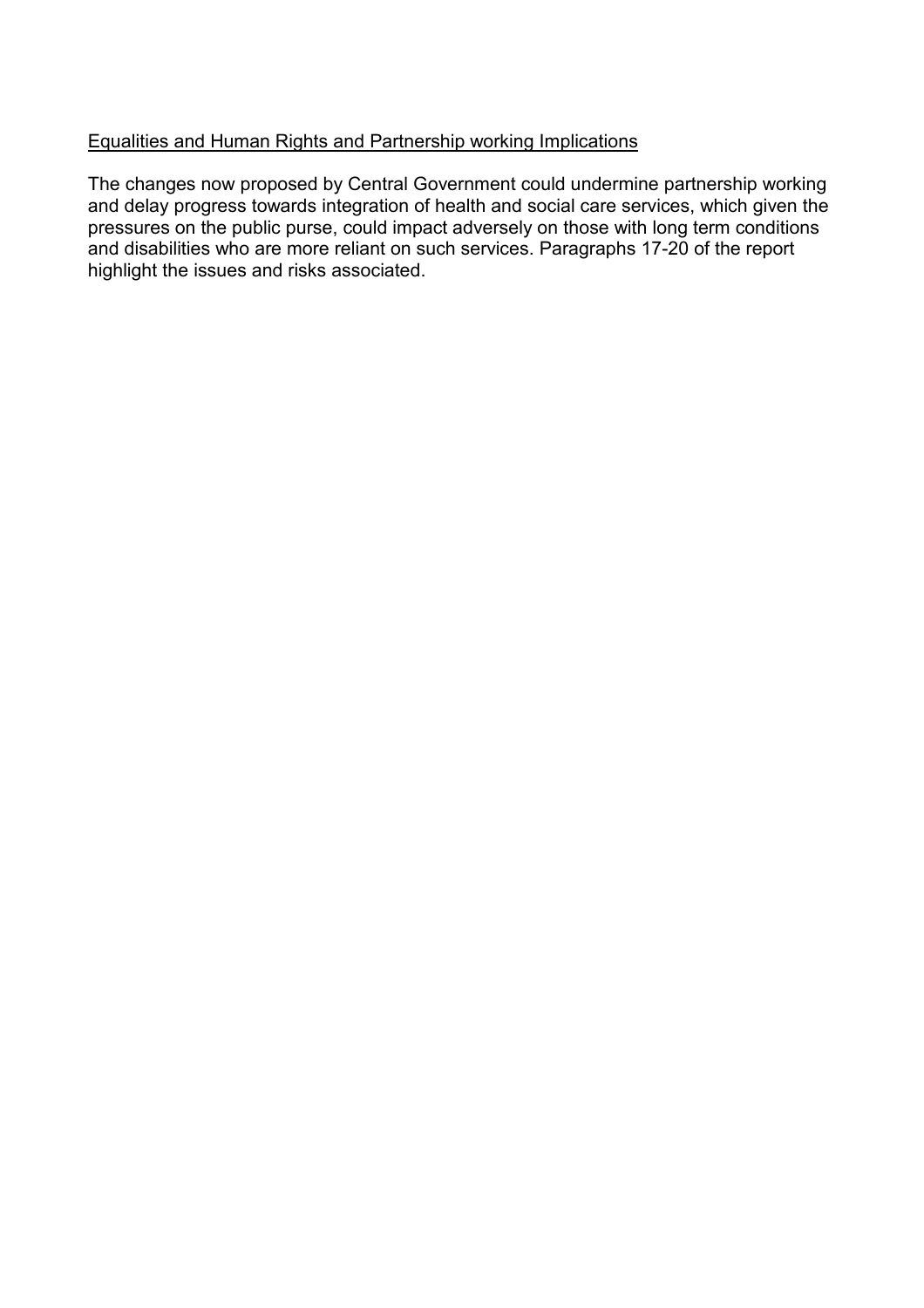<u>Equalities and Human Rights and Partnership working Implications</u>

The changes now proposed by Central Government could undermine partnership working and delay progress towards integration of health and social care services, which given the pressures on the public purse, could impact adversely on those with long term conditions and disabilities who are more reliant on such services. Paragraphs 17-20 of the report highlight the issues and risks associated.